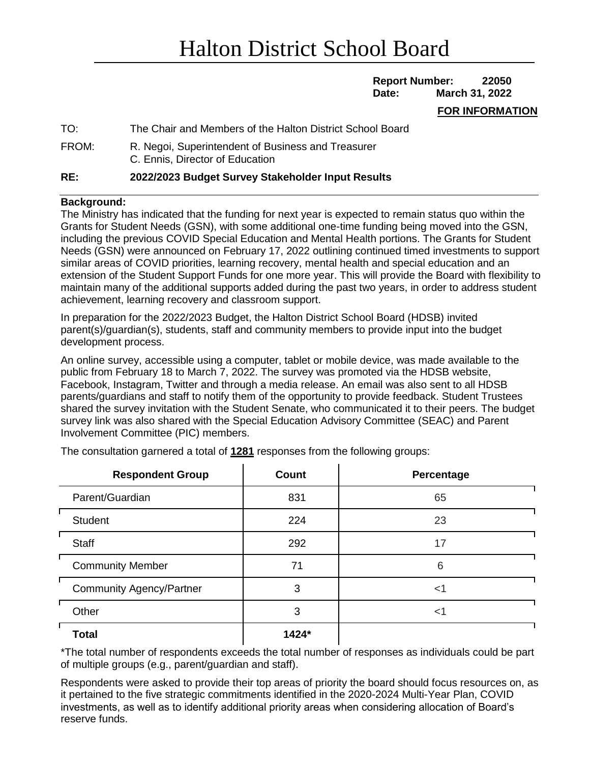# Halton District School Board

**Report Number: 22050**
**Date: March 31, 2022**

**FOR INFORMATION**

TO: The Chair and Members of the Halton District School Board

FROM: R. Negoi, Superintendent of Business and Treasurer
C. Ennis, Director of Education

**RE: 2022/2023 Budget Survey Stakeholder Input Results**

**Background:**

The Ministry has indicated that the funding for next year is expected to remain status quo within the Grants for Student Needs (GSN), with some additional one-time funding being moved into the GSN, including the previous COVID Special Education and Mental Health portions. The Grants for Student Needs (GSN) were announced on February 17, 2022 outlining continued timed investments to support similar areas of COVID priorities, learning recovery, mental health and special education and an extension of the Student Support Funds for one more year. This will provide the Board with flexibility to maintain many of the additional supports added during the past two years, in order to address student achievement, learning recovery and classroom support.

In preparation for the 2022/2023 Budget, the Halton District School Board (HDSB) invited parent(s)/guardian(s), students, staff and community members to provide input into the budget development process.

An online survey, accessible using a computer, tablet or mobile device, was made available to the public from February 18 to March 7, 2022. The survey was promoted via the HDSB website, Facebook, Instagram, Twitter and through a media release. An email was also sent to all HDSB parents/guardians and staff to notify them of the opportunity to provide feedback. Student Trustees shared the survey invitation with the Student Senate, who communicated it to their peers. The budget survey link was also shared with the Special Education Advisory Committee (SEAC) and Parent Involvement Committee (PIC) members.

The consultation garnered a total of **1281** responses from the following groups:

| Respondent Group | Count | Percentage |
|---|---|---|
| Parent/Guardian | 831 | 65 |
| Student | 224 | 23 |
| Staff | 292 | 17 |
| Community Member | 71 | 6 |
| Community Agency/Partner | 3 | <1 |
| Other | 3 | <1 |
| **Total** | **1424*** | |

*The total number of respondents exceeds the total number of responses as individuals could be part of multiple groups (e.g., parent/guardian and staff).

Respondents were asked to provide their top areas of priority the board should focus resources on, as it pertained to the five strategic commitments identified in the 2020-2024 Multi-Year Plan, COVID investments, as well as to identify additional priority areas when considering allocation of Board's reserve funds.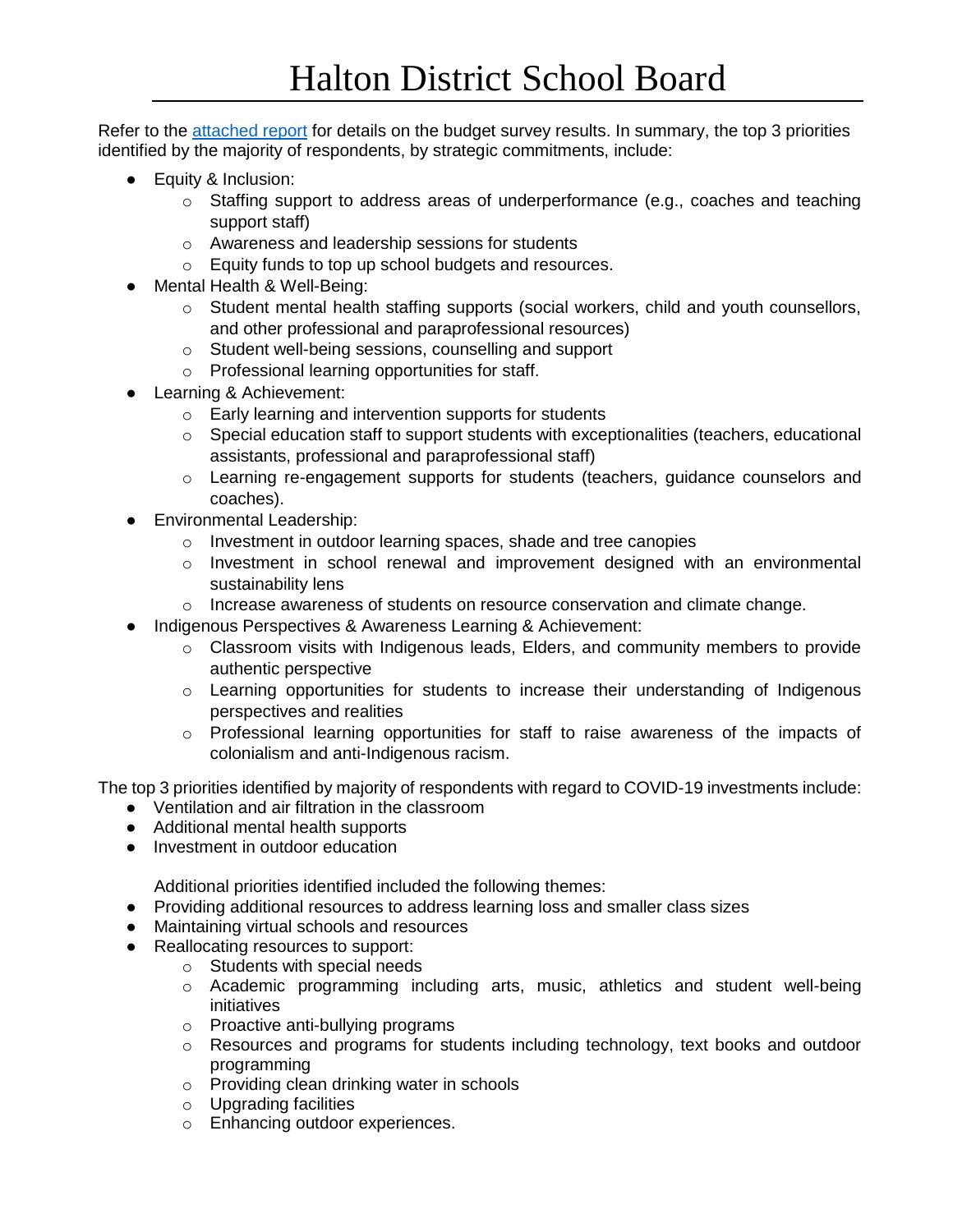# Halton District School Board

Refer to the [attached report](attached report) for details on the budget survey results. In summary, the top 3 priorities identified by the majority of respondents, by strategic commitments, include:

- Equity & Inclusion:
    - Staffing support to address areas of underperformance (e.g., coaches and teaching support staff)
    - Awareness and leadership sessions for students
    - Equity funds to top up school budgets and resources.
- Mental Health & Well-Being:
    - Student mental health staffing supports (social workers, child and youth counsellors, and other professional and paraprofessional resources)
    - Student well-being sessions, counselling and support
    - Professional learning opportunities for staff.
- Learning & Achievement:
    - Early learning and intervention supports for students
    - Special education staff to support students with exceptionalities (teachers, educational assistants, professional and paraprofessional staff)
    - Learning re-engagement supports for students (teachers, guidance counselors and coaches).
- Environmental Leadership:
    - Investment in outdoor learning spaces, shade and tree canopies
    - Investment in school renewal and improvement designed with an environmental sustainability lens
    - Increase awareness of students on resource conservation and climate change.
- Indigenous Perspectives & Awareness Learning & Achievement:
    - Classroom visits with Indigenous leads, Elders, and community members to provide authentic perspective
    - Learning opportunities for students to increase their understanding of Indigenous perspectives and realities
    - Professional learning opportunities for staff to raise awareness of the impacts of colonialism and anti-Indigenous racism.

The top 3 priorities identified by majority of respondents with regard to COVID-19 investments include:

- Ventilation and air filtration in the classroom
- Additional mental health supports
- Investment in outdoor education

Additional priorities identified included the following themes:

- Providing additional resources to address learning loss and smaller class sizes
- Maintaining virtual schools and resources
- Reallocating resources to support:
    - Students with special needs
    - Academic programming including arts, music, athletics and student well-being initiatives
    - Proactive anti-bullying programs
    - Resources and programs for students including technology, text books and outdoor programming
    - Providing clean drinking water in schools
    - Upgrading facilities
    - Enhancing outdoor experiences.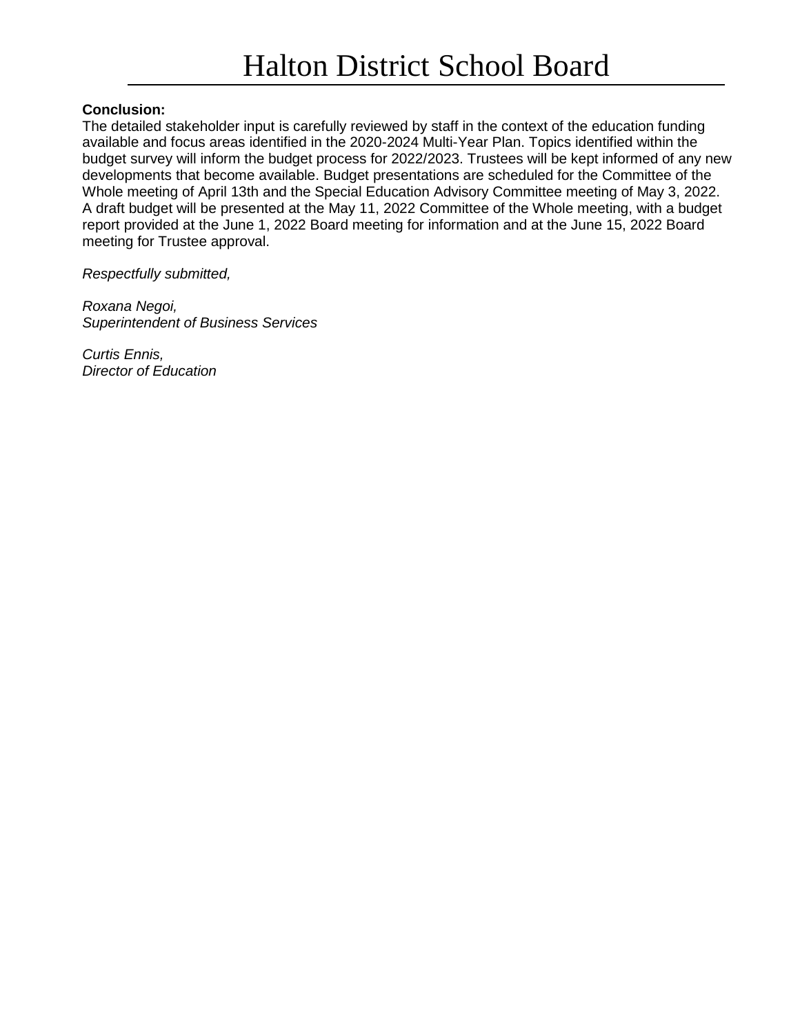**Conclusion:**

The detailed stakeholder input is carefully reviewed by staff in the context of the education funding available and focus areas identified in the 2020-2024 Multi-Year Plan. Topics identified within the budget survey will inform the budget process for 2022/2023. Trustees will be kept informed of any new developments that become available. Budget presentations are scheduled for the Committee of the Whole meeting of April 13th and the Special Education Advisory Committee meeting of May 3, 2022. A draft budget will be presented at the May 11, 2022 Committee of the Whole meeting, with a budget report provided at the June 1, 2022 Board meeting for information and at the June 15, 2022 Board meeting for Trustee approval.

*Respectfully submitted,*

*Roxana Negoi,*
*Superintendent of Business Services*

*Curtis Ennis,*
*Director of Education*